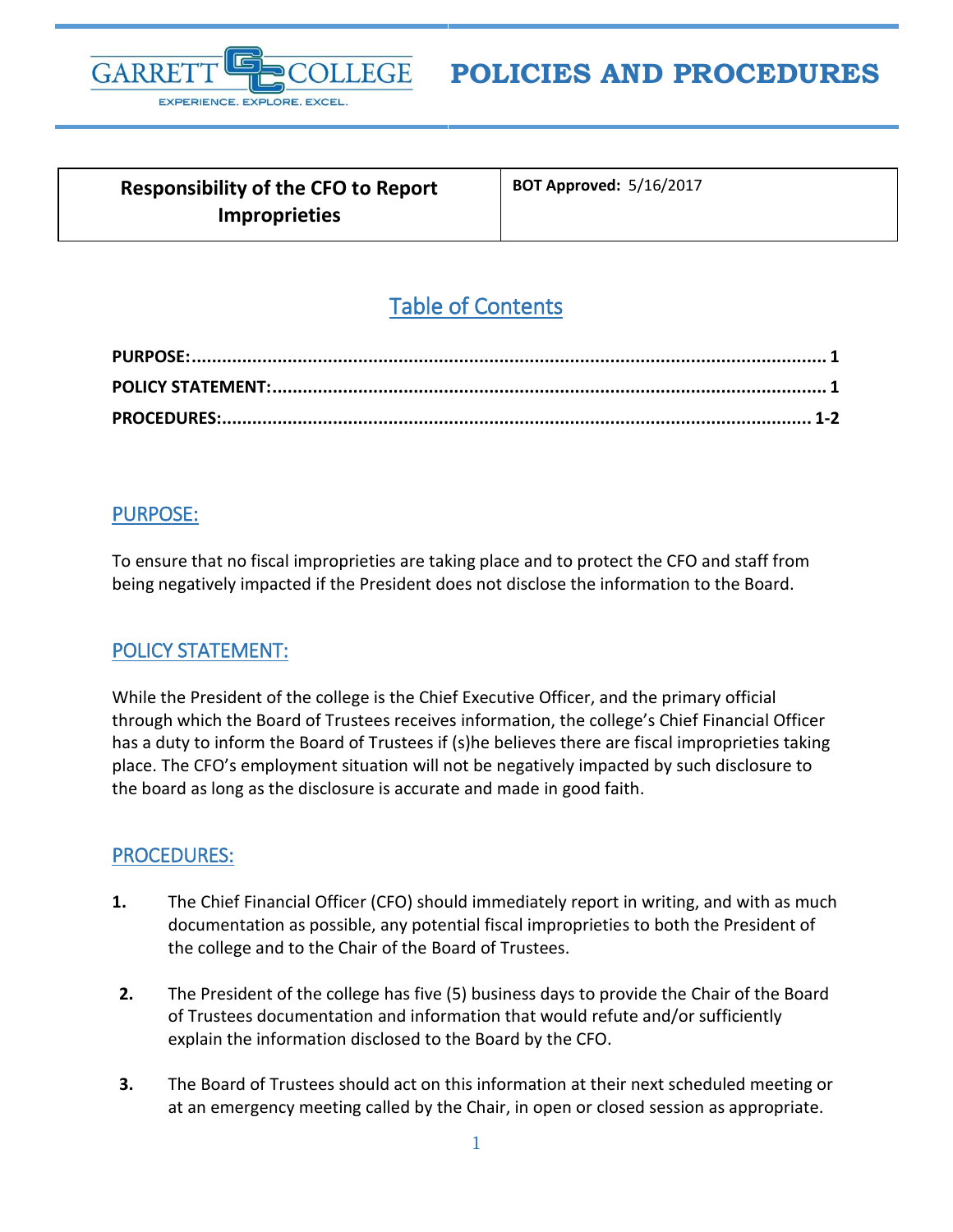# POLICIES AND PROCEDURES

| Responsibility of the CFO to Report Improprieties | **BOT Approved:** 5/16/2017 |
| --- | --- |

## Table of Contents

**PURPOSE:** .......... 1
**POLICY STATEMENT:** .......... 1
**PROCEDURES:** .......... 1-2

## PURPOSE:

To ensure that no fiscal improprieties are taking place and to protect the CFO and staff from being negatively impacted if the President does not disclose the information to the Board.

## POLICY STATEMENT:

While the President of the college is the Chief Executive Officer, and the primary official through which the Board of Trustees receives information, the college's Chief Financial Officer has a duty to inform the Board of Trustees if (s)he believes there are fiscal improprieties taking place. The CFO's employment situation will not be negatively impacted by such disclosure to the board as long as the disclosure is accurate and made in good faith.

## PROCEDURES:

1. The Chief Financial Officer (CFO) should immediately report in writing, and with as much documentation as possible, any potential fiscal improprieties to both the President of the college and to the Chair of the Board of Trustees.

2. The President of the college has five (5) business days to provide the Chair of the Board of Trustees documentation and information that would refute and/or sufficiently explain the information disclosed to the Board by the CFO.

3. The Board of Trustees should act on this information at their next scheduled meeting or at an emergency meeting called by the Chair, in open or closed session as appropriate.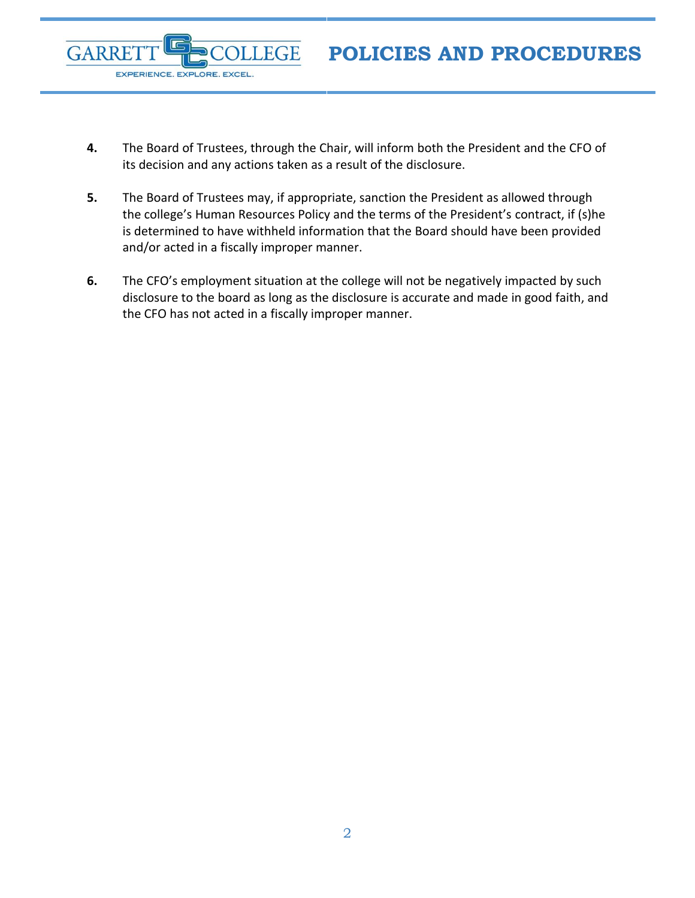4. The Board of Trustees, through the Chair, will inform both the President and the CFO of its decision and any actions taken as a result of the disclosure.

5. The Board of Trustees may, if appropriate, sanction the President as allowed through the college's Human Resources Policy and the terms of the President's contract, if (s)he is determined to have withheld information that the Board should have been provided and/or acted in a fiscally improper manner.

6. The CFO's employment situation at the college will not be negatively impacted by such disclosure to the board as long as the disclosure is accurate and made in good faith, and the CFO has not acted in a fiscally improper manner.